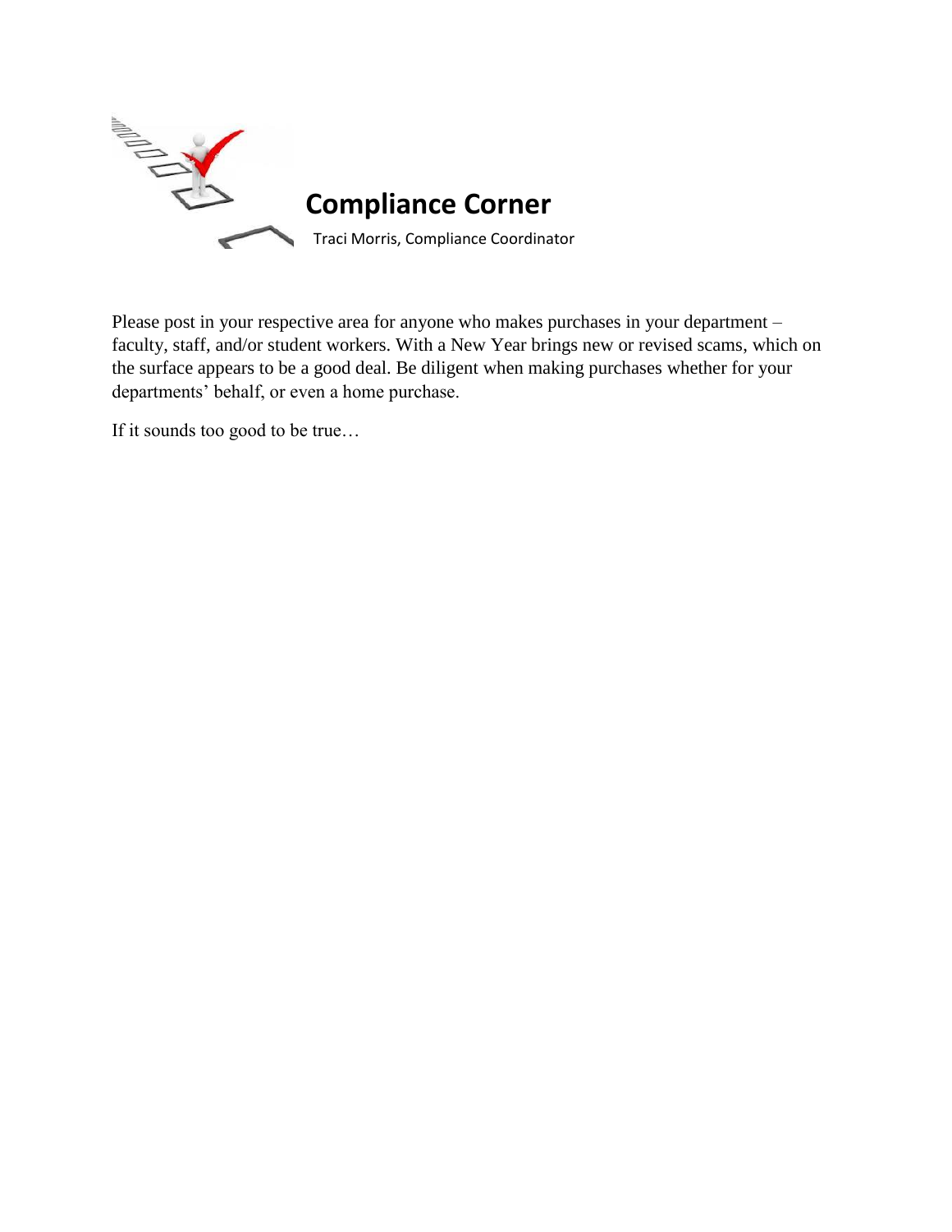# Compliance Corner

Traci Morris, Compliance Coordinator

Please post in your respective area for anyone who makes purchases in your department – faculty, staff, and/or student workers. With a New Year brings new or revised scams, which on the surface appears to be a good deal. Be diligent when making purchases whether for your departments' behalf, or even a home purchase.

If it sounds too good to be true…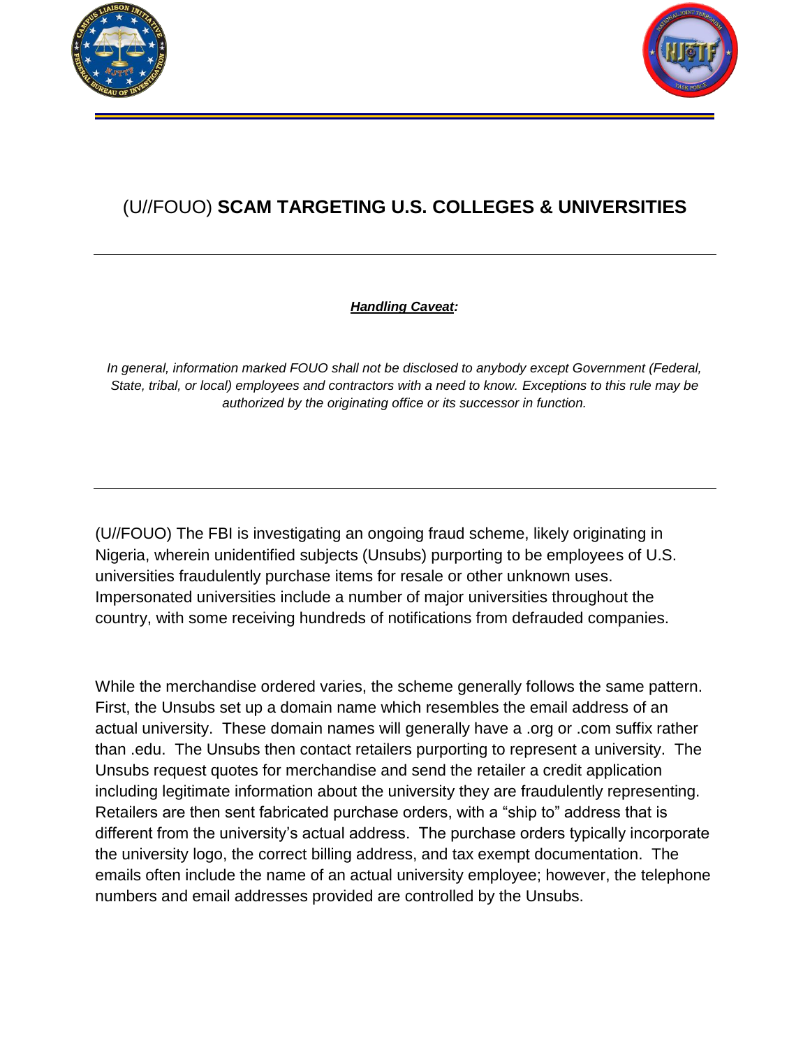# (U//FOUO) **SCAM TARGETING U.S. COLLEGES & UNIVERSITIES**

***Handling Caveat:***

*In general, information marked FOUO shall not be disclosed to anybody except Government (Federal, State, tribal, or local) employees and contractors with a need to know. Exceptions to this rule may be authorized by the originating office or its successor in function.*

(U//FOUO) The FBI is investigating an ongoing fraud scheme, likely originating in Nigeria, wherein unidentified subjects (Unsubs) purporting to be employees of U.S. universities fraudulently purchase items for resale or other unknown uses. Impersonated universities include a number of major universities throughout the country, with some receiving hundreds of notifications from defrauded companies.

While the merchandise ordered varies, the scheme generally follows the same pattern. First, the Unsubs set up a domain name which resembles the email address of an actual university. These domain names will generally have a .org or .com suffix rather than .edu. The Unsubs then contact retailers purporting to represent a university. The Unsubs request quotes for merchandise and send the retailer a credit application including legitimate information about the university they are fraudulently representing. Retailers are then sent fabricated purchase orders, with a "ship to" address that is different from the university's actual address. The purchase orders typically incorporate the university logo, the correct billing address, and tax exempt documentation. The emails often include the name of an actual university employee; however, the telephone numbers and email addresses provided are controlled by the Unsubs.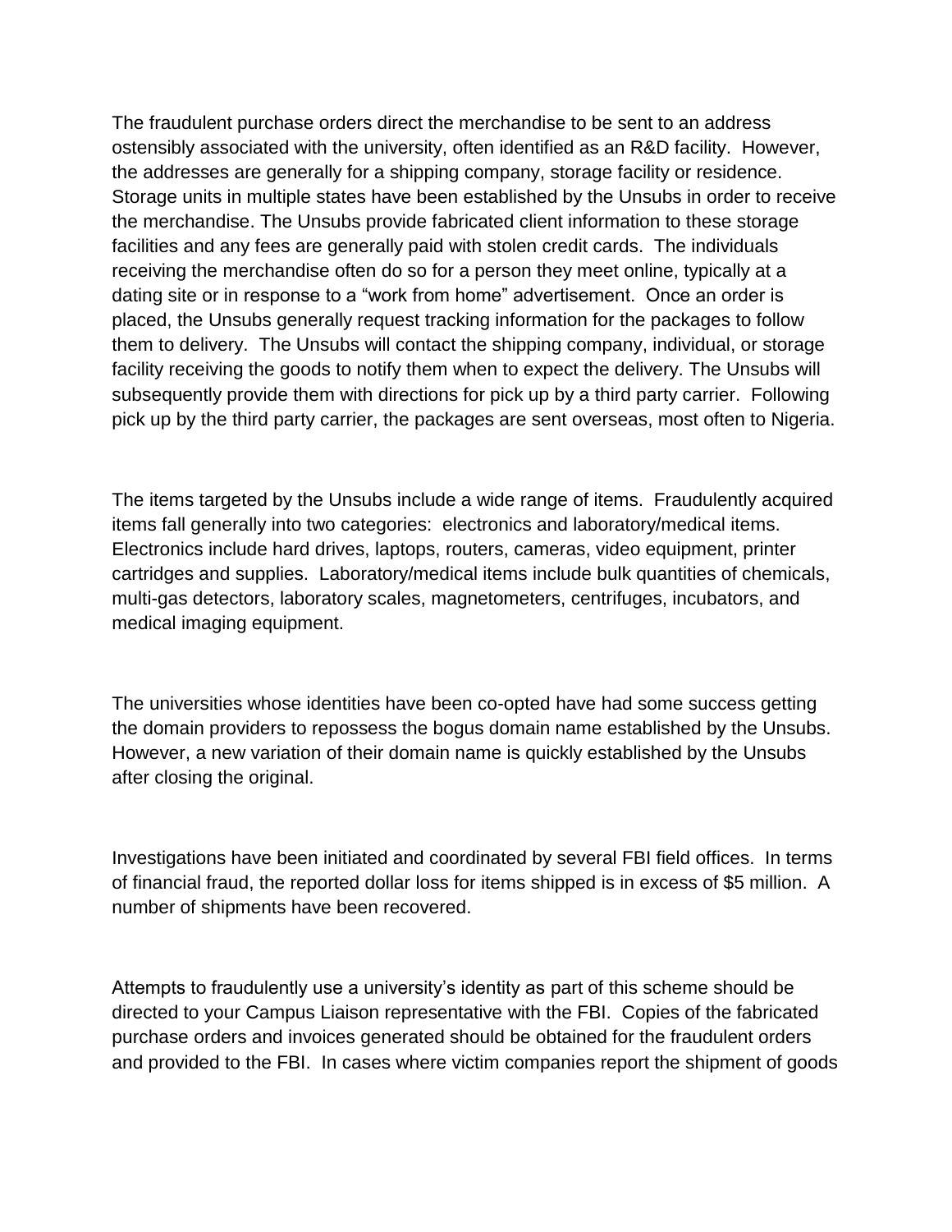The fraudulent purchase orders direct the merchandise to be sent to an address ostensibly associated with the university, often identified as an R&D facility. However, the addresses are generally for a shipping company, storage facility or residence. Storage units in multiple states have been established by the Unsubs in order to receive the merchandise. The Unsubs provide fabricated client information to these storage facilities and any fees are generally paid with stolen credit cards. The individuals receiving the merchandise often do so for a person they meet online, typically at a dating site or in response to a "work from home" advertisement. Once an order is placed, the Unsubs generally request tracking information for the packages to follow them to delivery. The Unsubs will contact the shipping company, individual, or storage facility receiving the goods to notify them when to expect the delivery. The Unsubs will subsequently provide them with directions for pick up by a third party carrier. Following pick up by the third party carrier, the packages are sent overseas, most often to Nigeria.

The items targeted by the Unsubs include a wide range of items. Fraudulently acquired items fall generally into two categories: electronics and laboratory/medical items. Electronics include hard drives, laptops, routers, cameras, video equipment, printer cartridges and supplies. Laboratory/medical items include bulk quantities of chemicals, multi-gas detectors, laboratory scales, magnetometers, centrifuges, incubators, and medical imaging equipment.

The universities whose identities have been co-opted have had some success getting the domain providers to repossess the bogus domain name established by the Unsubs. However, a new variation of their domain name is quickly established by the Unsubs after closing the original.

Investigations have been initiated and coordinated by several FBI field offices. In terms of financial fraud, the reported dollar loss for items shipped is in excess of $5 million. A number of shipments have been recovered.

Attempts to fraudulently use a university's identity as part of this scheme should be directed to your Campus Liaison representative with the FBI. Copies of the fabricated purchase orders and invoices generated should be obtained for the fraudulent orders and provided to the FBI. In cases where victim companies report the shipment of goods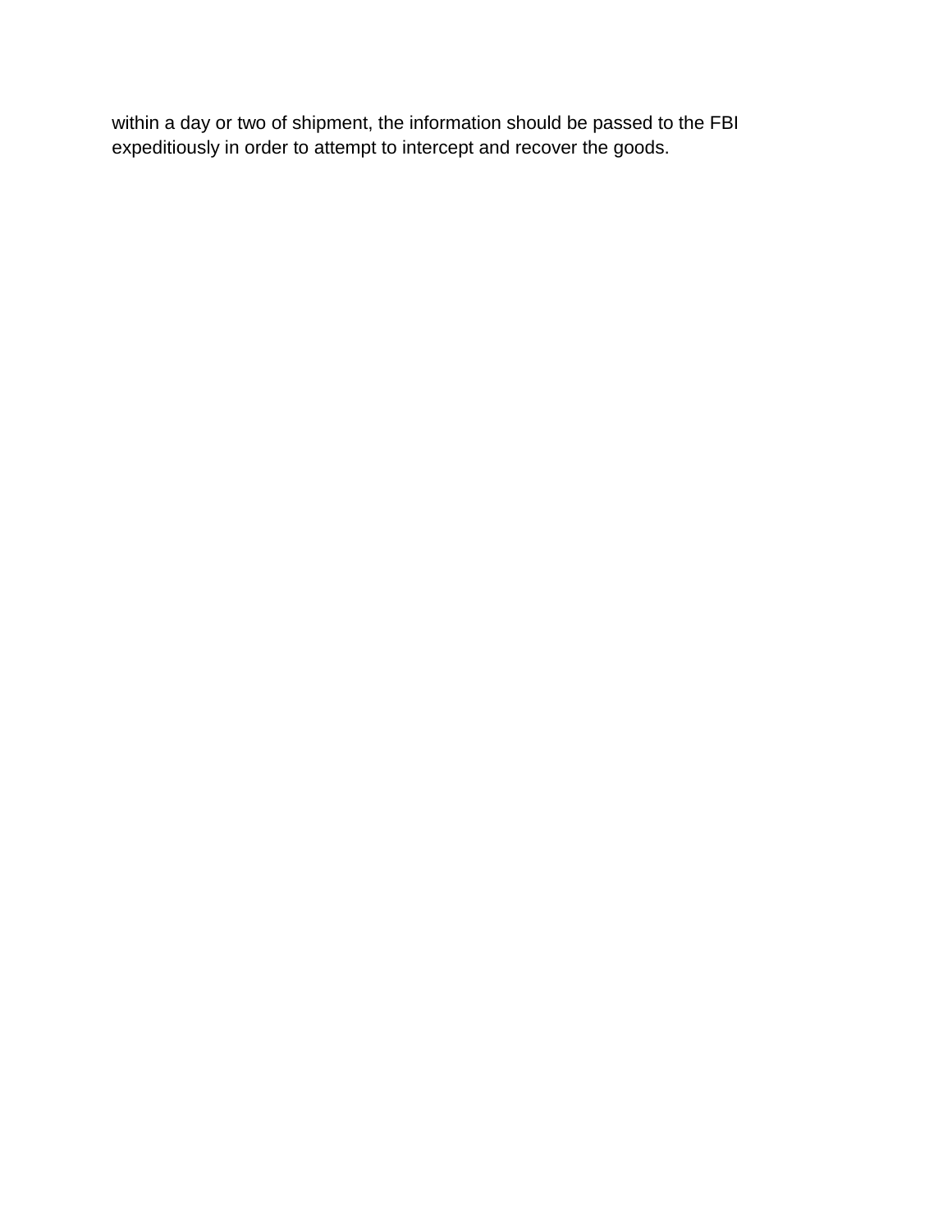within a day or two of shipment, the information should be passed to the FBI expeditiously in order to attempt to intercept and recover the goods.